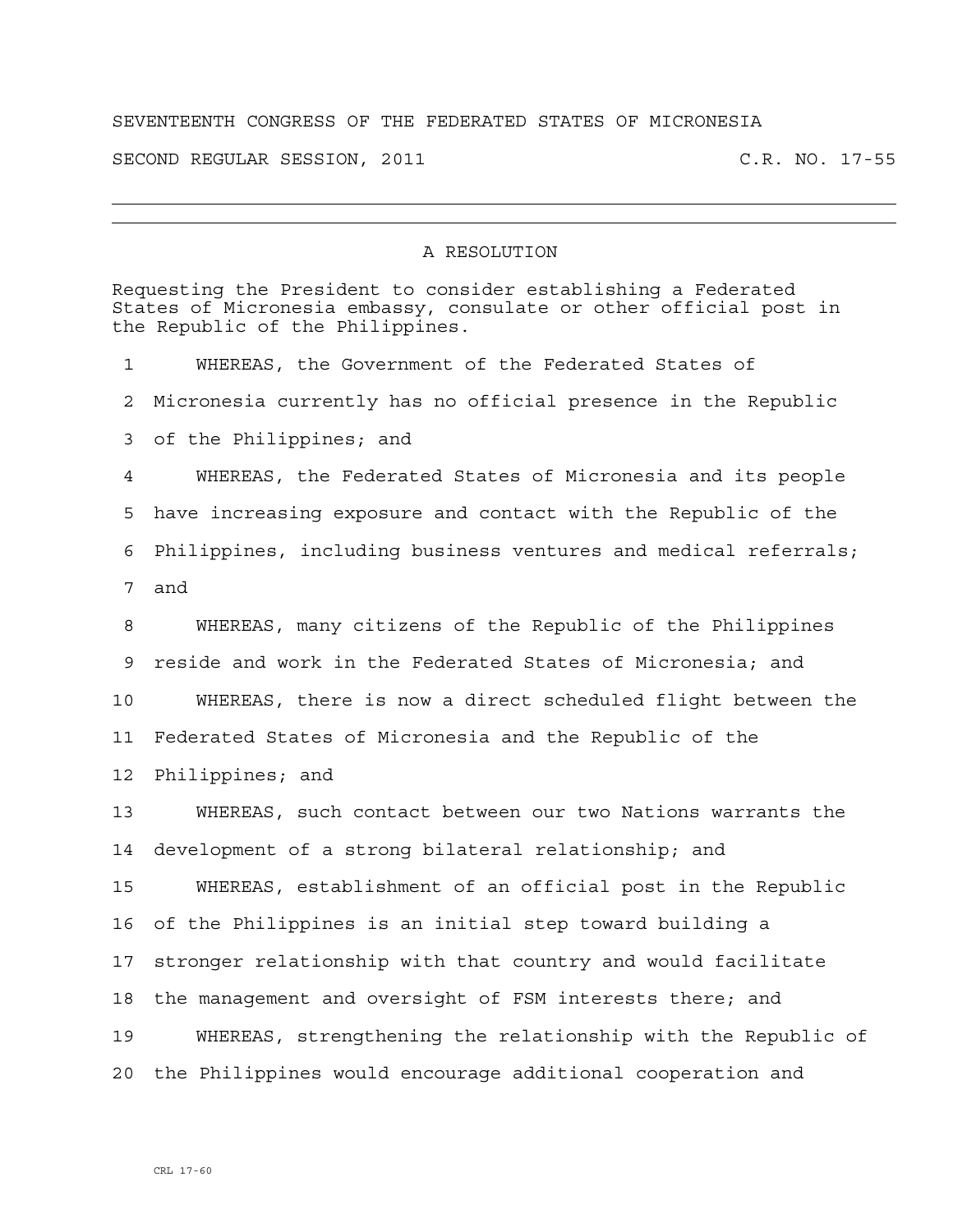SEVENTEENTH CONGRESS OF THE FEDERATED STATES OF MICRONESIA

SECOND REGULAR SESSION, 2011 C.R. NO. 17-55

---

## A RESOLUTION

Requesting the President to consider establishing a Federated States of Micronesia embassy, consulate or other official post in the Republic of the Philippines.

WHEREAS, the Government of the Federated States of Micronesia currently has no official presence in the Republic of the Philippines; and

WHEREAS, the Federated States of Micronesia and its people have increasing exposure and contact with the Republic of the Philippines, including business ventures and medical referrals; and

WHEREAS, many citizens of the Republic of the Philippines reside and work in the Federated States of Micronesia; and

WHEREAS, there is now a direct scheduled flight between the Federated States of Micronesia and the Republic of the Philippines; and

WHEREAS, such contact between our two Nations warrants the development of a strong bilateral relationship; and

WHEREAS, establishment of an official post in the Republic of the Philippines is an initial step toward building a stronger relationship with that country and would facilitate the management and oversight of FSM interests there; and

WHEREAS, strengthening the relationship with the Republic of the Philippines would encourage additional cooperation and

CRL 17-60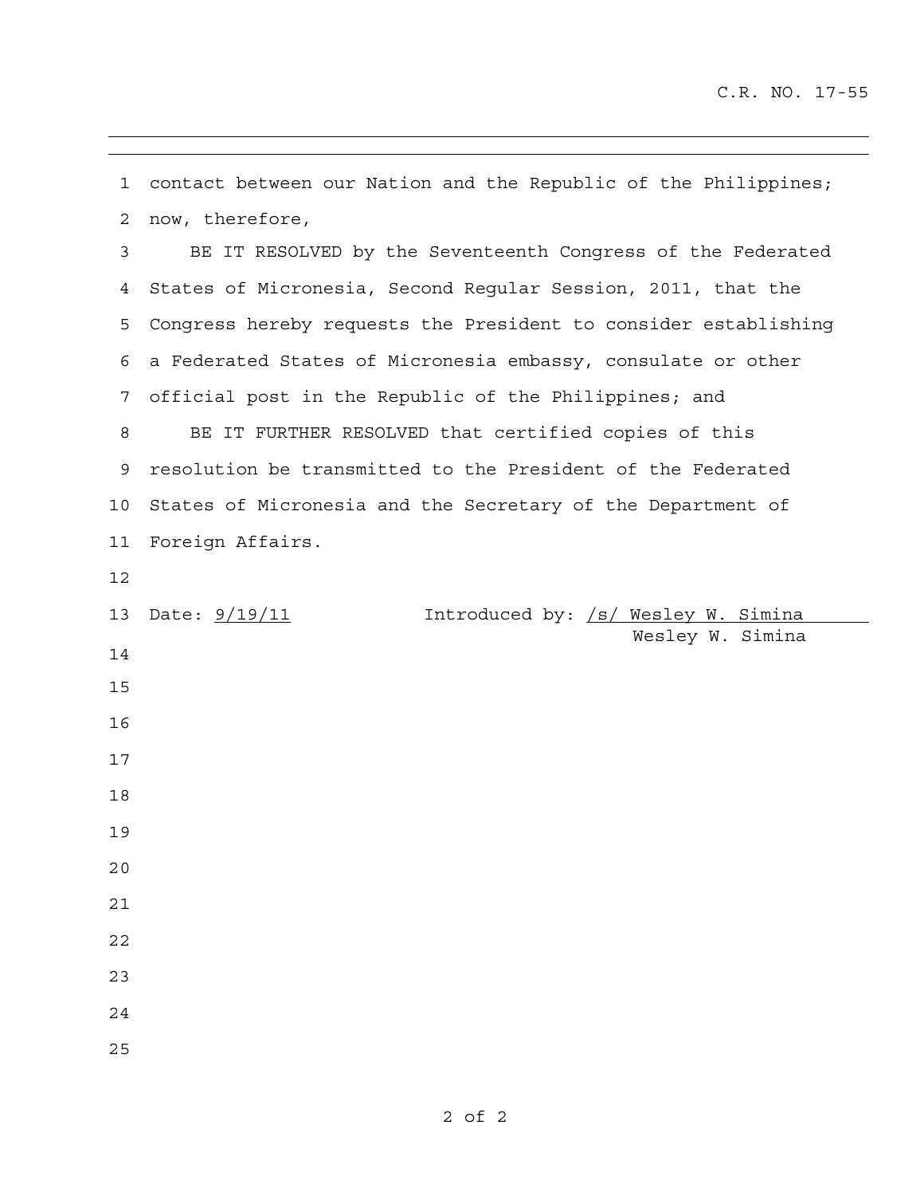contact between our Nation and the Republic of the Philippines; now, therefore,

BE IT RESOLVED by the Seventeenth Congress of the Federated States of Micronesia, Second Regular Session, 2011, that the Congress hereby requests the President to consider establishing a Federated States of Micronesia embassy, consulate or other official post in the Republic of the Philippines; and

BE IT FURTHER RESOLVED that certified copies of this resolution be transmitted to the President of the Federated States of Micronesia and the Secretary of the Department of Foreign Affairs.

Date: 9/19/11 Introduced by: /s/ Wesley W. Simina
Wesley W. Simina